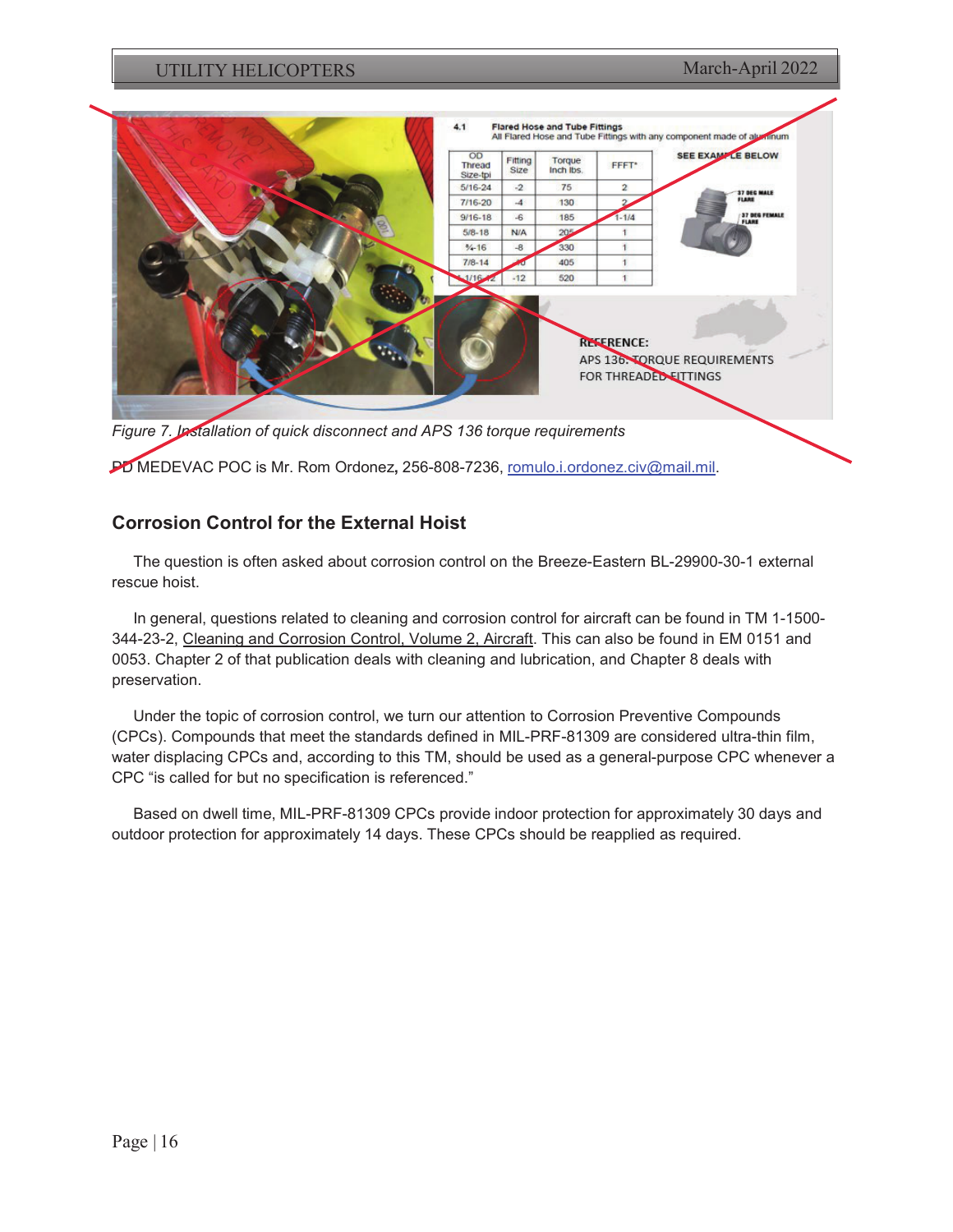*Figure 7. Installation of quick disconnect and APS 136 torque requirements*

PD MEDEVAC POC is Mr. Rom Ordonez, 256-808-7236, romulo.i.ordonez.civ@mail.mil.

## Corrosion Control for the External Hoist

The question is often asked about corrosion control on the Breeze-Eastern BL-29900-30-1 external rescue hoist.

In general, questions related to cleaning and corrosion control for aircraft can be found in TM 1-1500-344-23-2, Cleaning and Corrosion Control, Volume 2, Aircraft. This can also be found in EM 0151 and 0053. Chapter 2 of that publication deals with cleaning and lubrication, and Chapter 8 deals with preservation.

Under the topic of corrosion control, we turn our attention to Corrosion Preventive Compounds (CPCs). Compounds that meet the standards defined in MIL-PRF-81309 are considered ultra-thin film, water displacing CPCs and, according to this TM, should be used as a general-purpose CPC whenever a CPC "is called for but no specification is referenced."

Based on dwell time, MIL-PRF-81309 CPCs provide indoor protection for approximately 30 days and outdoor protection for approximately 14 days. These CPCs should be reapplied as required.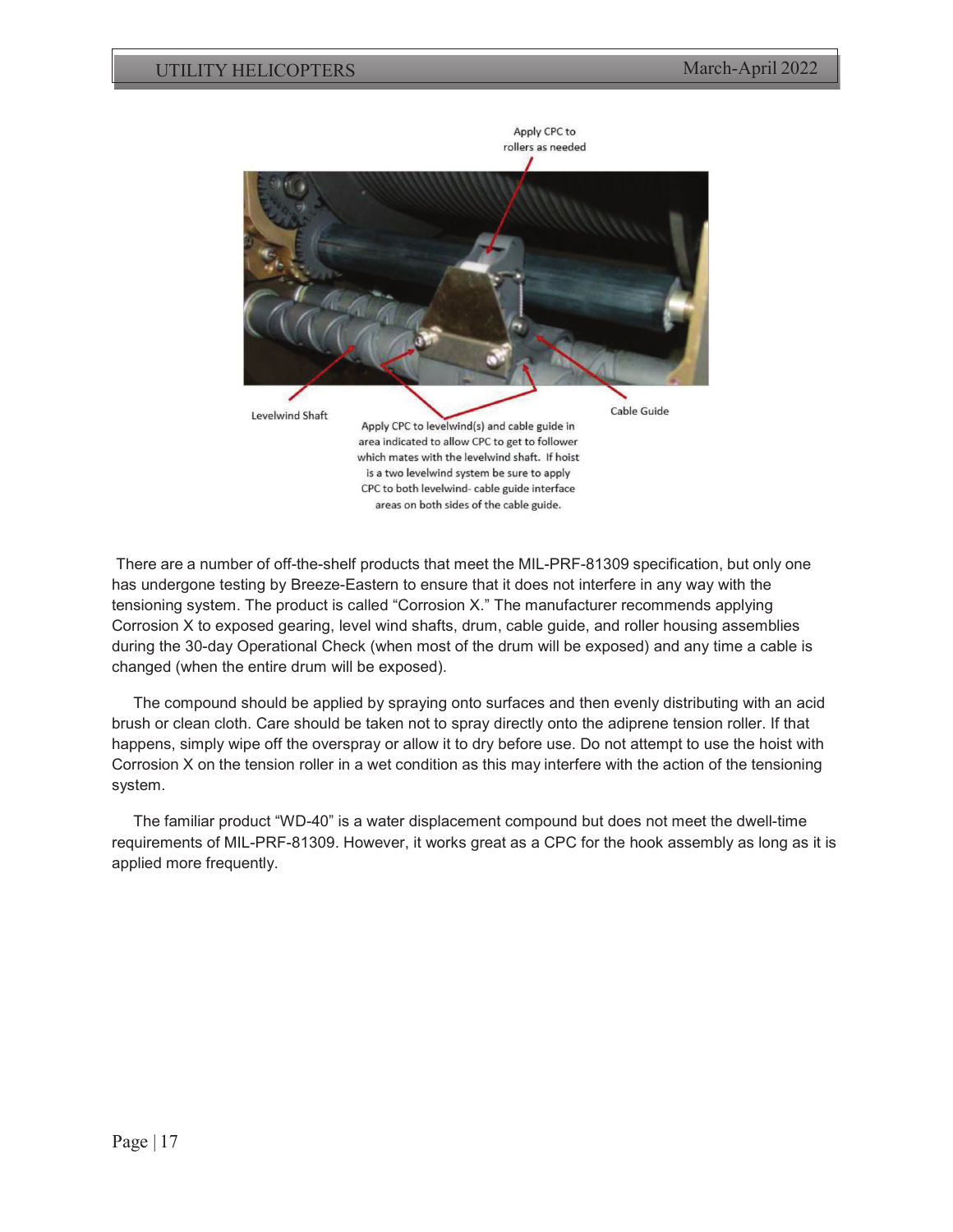Apply CPC to rollers as needed

Levelwind Shaft

Cable Guide

Apply CPC to levelwind(s) and cable guide in area indicated to allow CPC to get to follower which mates with the levelwind shaft. If hoist is a two levelwind system be sure to apply CPC to both levelwind- cable guide interface areas on both sides of the cable guide.

There are a number of off-the-shelf products that meet the MIL-PRF-81309 specification, but only one has undergone testing by Breeze-Eastern to ensure that it does not interfere in any way with the tensioning system. The product is called "Corrosion X." The manufacturer recommends applying Corrosion X to exposed gearing, level wind shafts, drum, cable guide, and roller housing assemblies during the 30-day Operational Check (when most of the drum will be exposed) and any time a cable is changed (when the entire drum will be exposed).

The compound should be applied by spraying onto surfaces and then evenly distributing with an acid brush or clean cloth. Care should be taken not to spray directly onto the adiprene tension roller. If that happens, simply wipe off the overspray or allow it to dry before use. Do not attempt to use the hoist with Corrosion X on the tension roller in a wet condition as this may interfere with the action of the tensioning system.

The familiar product "WD-40" is a water displacement compound but does not meet the dwell-time requirements of MIL-PRF-81309. However, it works great as a CPC for the hook assembly as long as it is applied more frequently.